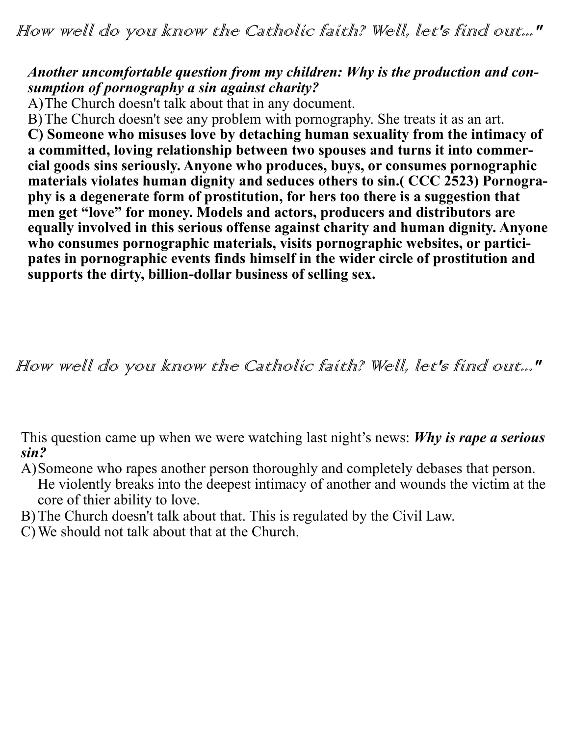*How well do you know the Catholic faith? Well, let's find out..."*

***Another uncomfortable question from my children: Why is the production and consumption of pornography a sin against charity?***

A) The Church doesn't talk about that in any document.

B) The Church doesn't see any problem with pornography. She treats it as an art.

**C) Someone who misuses love by detaching human sexuality from the intimacy of a committed, loving relationship between two spouses and turns it into commercial goods sins seriously. Anyone who produces, buys, or consumes pornographic materials violates human dignity and seduces others to sin.( CCC 2523) Pornography is a degenerate form of prostitution, for hers too there is a suggestion that men get "love" for money. Models and actors, producers and distributors are equally involved in this serious offense against charity and human dignity. Anyone who consumes pornographic materials, visits pornographic websites, or participates in pornographic events finds himself in the wider circle of prostitution and supports the dirty, billion-dollar business of selling sex.**

*How well do you know the Catholic faith? Well, let's find out..."*

This question came up when we were watching last night's news: ***Why is rape a serious sin?***

A) Someone who rapes another person thoroughly and completely debases that person. He violently breaks into the deepest intimacy of another and wounds the victim at the core of thier ability to love.

B) The Church doesn't talk about that. This is regulated by the Civil Law.

C) We should not talk about that at the Church.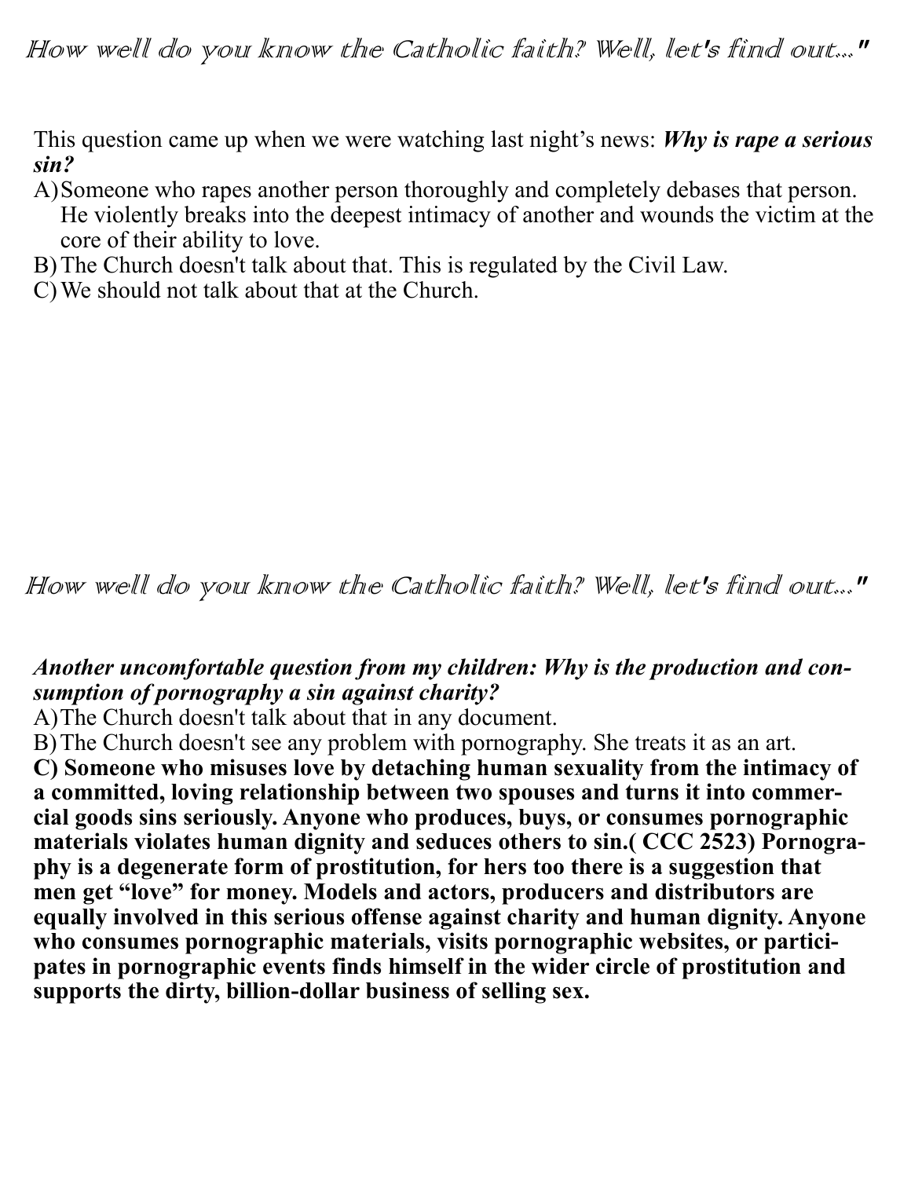*How well do you know the Catholic faith? Well, let's find out..."*

This question came up when we were watching last night's news: ***Why is rape a serious sin?***

A) Someone who rapes another person thoroughly and completely debases that person. He violently breaks into the deepest intimacy of another and wounds the victim at the core of their ability to love.

B) The Church doesn't talk about that. This is regulated by the Civil Law.

C) We should not talk about that at the Church.

*How well do you know the Catholic faith? Well, let's find out..."*

***Another uncomfortable question from my children: Why is the production and consumption of pornography a sin against charity?***

A) The Church doesn't talk about that in any document.

B) The Church doesn't see any problem with pornography. She treats it as an art.

**C) Someone who misuses love by detaching human sexuality from the intimacy of a committed, loving relationship between two spouses and turns it into commercial goods sins seriously. Anyone who produces, buys, or consumes pornographic materials violates human dignity and seduces others to sin.( CCC 2523) Pornography is a degenerate form of prostitution, for hers too there is a suggestion that men get "love" for money. Models and actors, producers and distributors are equally involved in this serious offense against charity and human dignity. Anyone who consumes pornographic materials, visits pornographic websites, or participates in pornographic events finds himself in the wider circle of prostitution and supports the dirty, billion-dollar business of selling sex.**